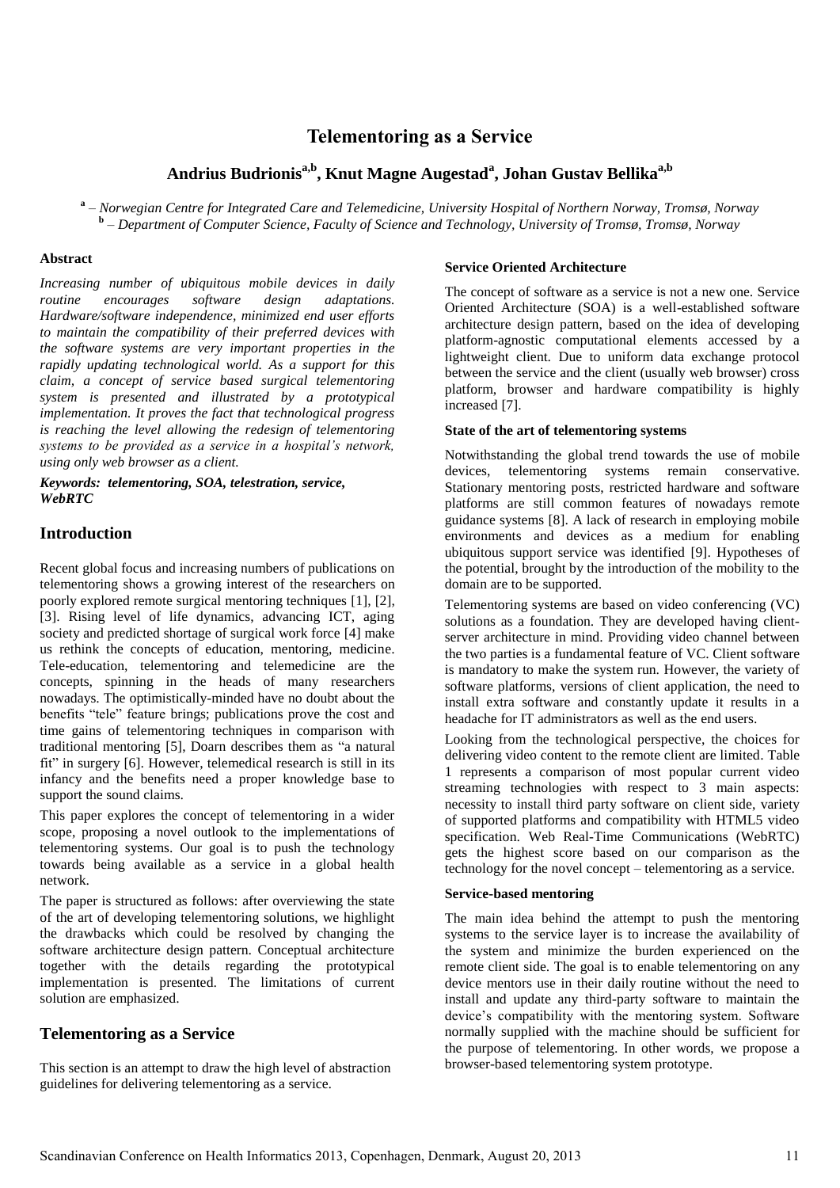# Telementoring as a Service

**Andrius Budrionis[a,b], Knut Magne Augestad[a], Johan Gustav Bellika[a,b]**

[a] – *Norwegian Centre for Integrated Care and Telemedicine, University Hospital of Northern Norway, Tromsø, Norway*
[b] – *Department of Computer Science, Faculty of Science and Technology, University of Tromsø, Tromsø, Norway*

#### Abstract

*Increasing number of ubiquitous mobile devices in daily routine encourages software design adaptations. Hardware/software independence, minimized end user efforts to maintain the compatibility of their preferred devices with the software systems are very important properties in the rapidly updating technological world. As a support for this claim, a concept of service based surgical telementoring system is presented and illustrated by a prototypical implementation. It proves the fact that technological progress is reaching the level allowing the redesign of telementoring systems to be provided as a service in a hospital's network, using only web browser as a client.*

***Keywords: telementoring, SOA, telestration, service, WebRTC***

## Introduction

Recent global focus and increasing numbers of publications on telementoring shows a growing interest of the researchers on poorly explored remote surgical mentoring techniques [1], [2], [3]. Rising level of life dynamics, advancing ICT, aging society and predicted shortage of surgical work force [4] make us rethink the concepts of education, mentoring, medicine. Tele-education, telementoring and telemedicine are the concepts, spinning in the heads of many researchers nowadays. The optimistically-minded have no doubt about the benefits "tele" feature brings; publications prove the cost and time gains of telementoring techniques in comparison with traditional mentoring [5], Doarn describes them as "a natural fit" in surgery [6]. However, telemedical research is still in its infancy and the benefits need a proper knowledge base to support the sound claims.

This paper explores the concept of telementoring in a wider scope, proposing a novel outlook to the implementations of telementoring systems. Our goal is to push the technology towards being available as a service in a global health network.

The paper is structured as follows: after overviewing the state of the art of developing telementoring solutions, we highlight the drawbacks which could be resolved by changing the software architecture design pattern. Conceptual architecture together with the details regarding the prototypical implementation is presented. The limitations of current solution are emphasized.

## Telementoring as a Service

This section is an attempt to draw the high level of abstraction guidelines for delivering telementoring as a service.

#### Service Oriented Architecture

The concept of software as a service is not a new one. Service Oriented Architecture (SOA) is a well-established software architecture design pattern, based on the idea of developing platform-agnostic computational elements accessed by a lightweight client. Due to uniform data exchange protocol between the service and the client (usually web browser) cross platform, browser and hardware compatibility is highly increased [7].

#### State of the art of telementoring systems

Notwithstanding the global trend towards the use of mobile devices, telementoring systems remain conservative. Stationary mentoring posts, restricted hardware and software platforms are still common features of nowadays remote guidance systems [8]. A lack of research in employing mobile environments and devices as a medium for enabling ubiquitous support service was identified [9]. Hypotheses of the potential, brought by the introduction of the mobility to the domain are to be supported.

Telementoring systems are based on video conferencing (VC) solutions as a foundation. They are developed having client-server architecture in mind. Providing video channel between the two parties is a fundamental feature of VC. Client software is mandatory to make the system run. However, the variety of software platforms, versions of client application, the need to install extra software and constantly update it results in a headache for IT administrators as well as the end users.

Looking from the technological perspective, the choices for delivering video content to the remote client are limited. Table 1 represents a comparison of most popular current video streaming technologies with respect to 3 main aspects: necessity to install third party software on client side, variety of supported platforms and compatibility with HTML5 video specification. Web Real-Time Communications (WebRTC) gets the highest score based on our comparison as the technology for the novel concept – telementoring as a service.

#### Service-based mentoring

The main idea behind the attempt to push the mentoring systems to the service layer is to increase the availability of the system and minimize the burden experienced on the remote client side. The goal is to enable telementoring on any device mentors use in their daily routine without the need to install and update any third-party software to maintain the device's compatibility with the mentoring system. Software normally supplied with the machine should be sufficient for the purpose of telementoring. In other words, we propose a browser-based telementoring system prototype.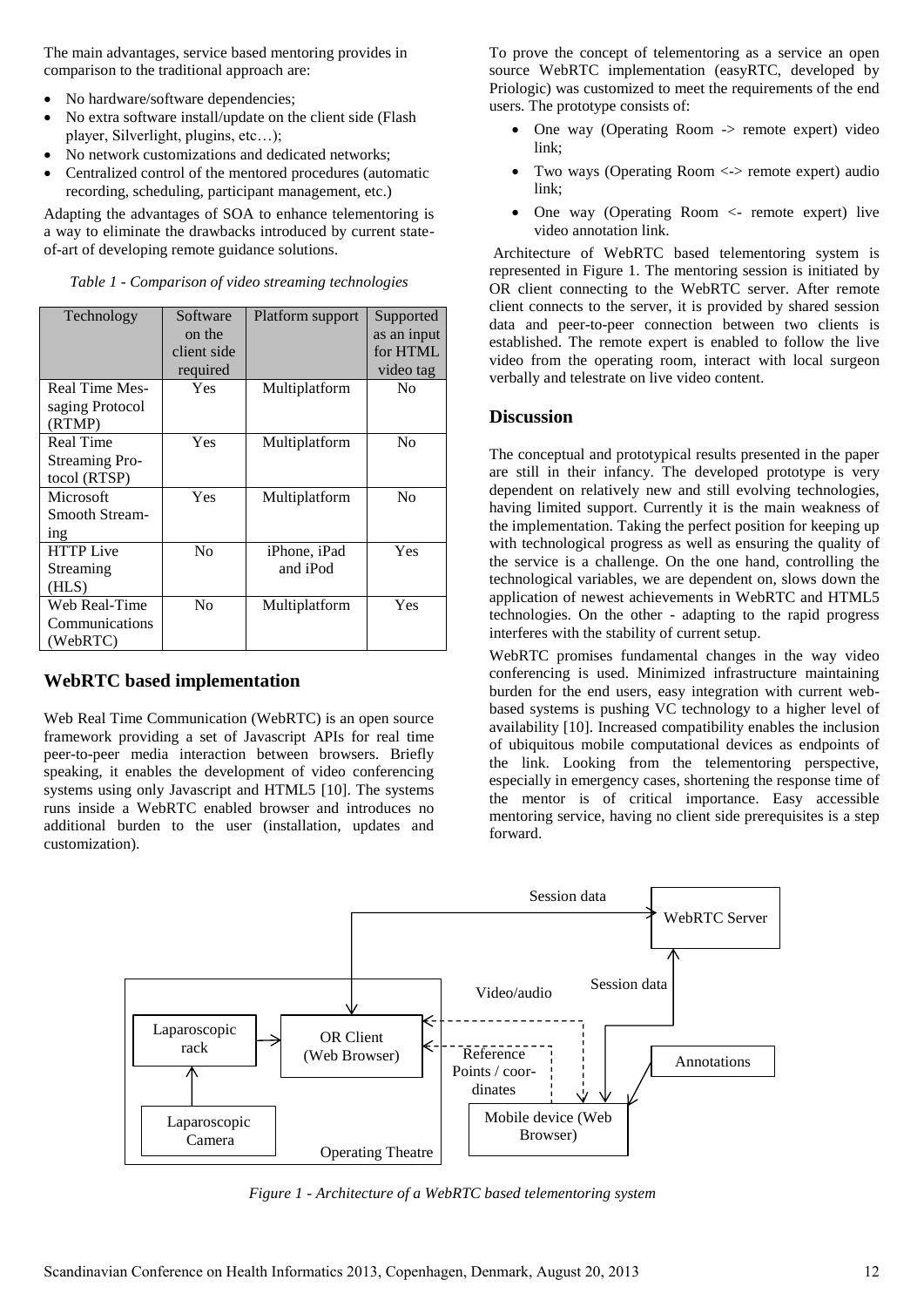The main advantages, service based mentoring provides in comparison to the traditional approach are:

- No hardware/software dependencies;
- No extra software install/update on the client side (Flash player, Silverlight, plugins, etc…);
- No network customizations and dedicated networks;
- Centralized control of the mentored procedures (automatic recording, scheduling, participant management, etc.)

Adapting the advantages of SOA to enhance telementoring is a way to eliminate the drawbacks introduced by current state-of-art of developing remote guidance solutions.

*Table 1 - Comparison of video streaming technologies*

| Technology | Software on the client side required | Platform support | Supported as an input for HTML video tag |
|---|---|---|---|
| Real Time Messaging Protocol (RTMP) | Yes | Multiplatform | No |
| Real Time Streaming Protocol (RTSP) | Yes | Multiplatform | No |
| Microsoft Smooth Streaming | Yes | Multiplatform | No |
| HTTP Live Streaming (HLS) | No | iPhone, iPad and iPod | Yes |
| Web Real-Time Communications (WebRTC) | No | Multiplatform | Yes |

## WebRTC based implementation

Web Real Time Communication (WebRTC) is an open source framework providing a set of Javascript APIs for real time peer-to-peer media interaction between browsers. Briefly speaking, it enables the development of video conferencing systems using only Javascript and HTML5 [10]. The systems runs inside a WebRTC enabled browser and introduces no additional burden to the user (installation, updates and customization).

To prove the concept of telementoring as a service an open source WebRTC implementation (easyRTC, developed by Priologic) was customized to meet the requirements of the end users. The prototype consists of:

- One way (Operating Room -> remote expert) video link;
- Two ways (Operating Room <-> remote expert) audio link;
- One way (Operating Room <- remote expert) live video annotation link.

Architecture of WebRTC based telementoring system is represented in Figure 1. The mentoring session is initiated by OR client connecting to the WebRTC server. After remote client connects to the server, it is provided by shared session data and peer-to-peer connection between two clients is established. The remote expert is enabled to follow the live video from the operating room, interact with local surgeon verbally and telestrate on live video content.

## Discussion

The conceptual and prototypical results presented in the paper are still in their infancy. The developed prototype is very dependent on relatively new and still evolving technologies, having limited support. Currently it is the main weakness of the implementation. Taking the perfect position for keeping up with technological progress as well as ensuring the quality of the service is a challenge. On the one hand, controlling the technological variables, we are dependent on, slows down the application of newest achievements in WebRTC and HTML5 technologies. On the other - adapting to the rapid progress interferes with the stability of current setup.

WebRTC promises fundamental changes in the way video conferencing is used. Minimized infrastructure maintaining burden for the end users, easy integration with current web-based systems is pushing VC technology to a higher level of availability [10]. Increased compatibility enables the inclusion of ubiquitous mobile computational devices as endpoints of the link. Looking from the telementoring perspective, especially in emergency cases, shortening the response time of the mentor is of critical importance. Easy accessible mentoring service, having no client side prerequisites is a step forward.

Session data | WebRTC Server | Video/audio | Session data | Laparoscopic rack | OR Client (Web Browser) | Reference Points / coordinates | Annotations | Laparoscopic Camera | Mobile device (Web Browser) | Operating Theatre

*Figure 1 - Architecture of a WebRTC based telementoring system*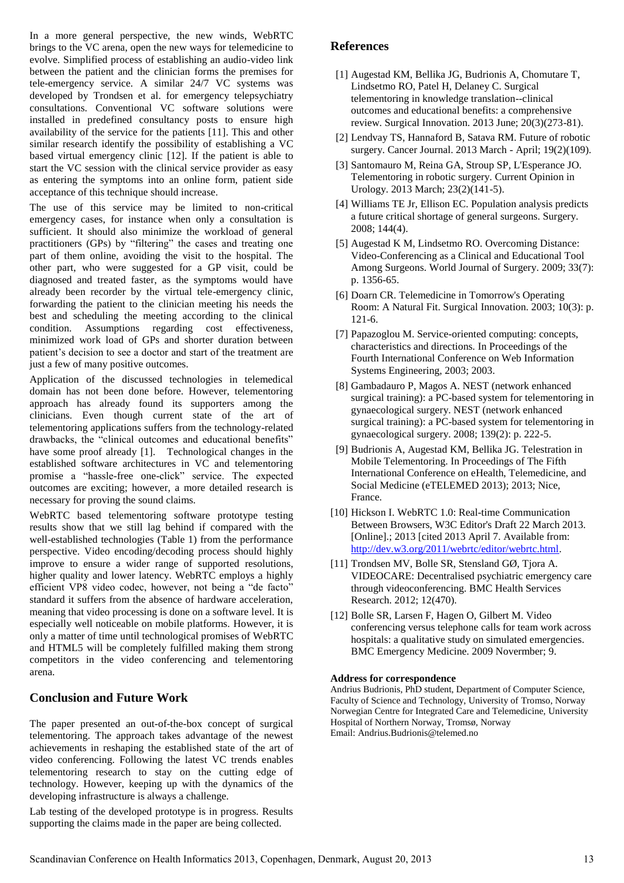In a more general perspective, the new winds, WebRTC brings to the VC arena, open the new ways for telemedicine to evolve. Simplified process of establishing an audio-video link between the patient and the clinician forms the premises for tele-emergency service. A similar 24/7 VC systems was developed by Trondsen et al. for emergency telepsychiatry consultations. Conventional VC software solutions were installed in predefined consultancy posts to ensure high availability of the service for the patients [11]. This and other similar research identify the possibility of establishing a VC based virtual emergency clinic [12]. If the patient is able to start the VC session with the clinical service provider as easy as entering the symptoms into an online form, patient side acceptance of this technique should increase.

The use of this service may be limited to non-critical emergency cases, for instance when only a consultation is sufficient. It should also minimize the workload of general practitioners (GPs) by "filtering" the cases and treating one part of them online, avoiding the visit to the hospital. The other part, who were suggested for a GP visit, could be diagnosed and treated faster, as the symptoms would have already been recorder by the virtual tele-emergency clinic, forwarding the patient to the clinician meeting his needs the best and scheduling the meeting according to the clinical condition. Assumptions regarding cost effectiveness, minimized work load of GPs and shorter duration between patient's decision to see a doctor and start of the treatment are just a few of many positive outcomes.

Application of the discussed technologies in telemedical domain has not been done before. However, telementoring approach has already found its supporters among the clinicians. Even though current state of the art of telementoring applications suffers from the technology-related drawbacks, the "clinical outcomes and educational benefits" have some proof already [1]. Technological changes in the established software architectures in VC and telementoring promise a "hassle-free one-click" service. The expected outcomes are exciting; however, a more detailed research is necessary for proving the sound claims.

WebRTC based telementoring software prototype testing results show that we still lag behind if compared with the well-established technologies (Table 1) from the performance perspective. Video encoding/decoding process should highly improve to ensure a wider range of supported resolutions, higher quality and lower latency. WebRTC employs a highly efficient VP8 video codec, however, not being a "de facto" standard it suffers from the absence of hardware acceleration, meaning that video processing is done on a software level. It is especially well noticeable on mobile platforms. However, it is only a matter of time until technological promises of WebRTC and HTML5 will be completely fulfilled making them strong competitors in the video conferencing and telementoring arena.

## Conclusion and Future Work

The paper presented an out-of-the-box concept of surgical telementoring. The approach takes advantage of the newest achievements in reshaping the established state of the art of video conferencing. Following the latest VC trends enables telementoring research to stay on the cutting edge of technology. However, keeping up with the dynamics of the developing infrastructure is always a challenge.

Lab testing of the developed prototype is in progress. Results supporting the claims made in the paper are being collected.

## References

[1] Augestad KM, Bellika JG, Budrionis A, Chomutare T, Lindsetmo RO, Patel H, Delaney C. Surgical telementoring in knowledge translation--clinical outcomes and educational benefits: a comprehensive review. Surgical Innovation. 2013 June; 20(3)(273-81).

[2] Lendvay TS, Hannaford B, Satava RM. Future of robotic surgery. Cancer Journal. 2013 March - April; 19(2)(109).

[3] Santomauro M, Reina GA, Stroup SP, L'Esperance JO. Telementoring in robotic surgery. Current Opinion in Urology. 2013 March; 23(2)(141-5).

[4] Williams TE Jr, Ellison EC. Population analysis predicts a future critical shortage of general surgeons. Surgery. 2008; 144(4).

[5] Augestad K M, Lindsetmo RO. Overcoming Distance: Video-Conferencing as a Clinical and Educational Tool Among Surgeons. World Journal of Surgery. 2009; 33(7): p. 1356-65.

[6] Doarn CR. Telemedicine in Tomorrow's Operating Room: A Natural Fit. Surgical Innovation. 2003; 10(3): p. 121-6.

[7] Papazoglou M. Service-oriented computing: concepts, characteristics and directions. In Proceedings of the Fourth International Conference on Web Information Systems Engineering, 2003; 2003.

[8] Gambadauro P, Magos A. NEST (network enhanced surgical training): a PC-based system for telementoring in gynaecological surgery. NEST (network enhanced surgical training): a PC-based system for telementoring in gynaecological surgery. 2008; 139(2): p. 222-5.

[9] Budrionis A, Augestad KM, Bellika JG. Telestration in Mobile Telementoring. In Proceedings of The Fifth International Conference on eHealth, Telemedicine, and Social Medicine (eTELEMED 2013); 2013; Nice, France.

[10] Hickson I. WebRTC 1.0: Real-time Communication Between Browsers, W3C Editor's Draft 22 March 2013. [Online].; 2013 [cited 2013 April 7. Available from: http://dev.w3.org/2011/webrtc/editor/webrtc.html.

[11] Trondsen MV, Bolle SR, Stensland GØ, Tjora A. VIDEOCARE: Decentralised psychiatric emergency care through videoconferencing. BMC Health Services Research. 2012; 12(470).

[12] Bolle SR, Larsen F, Hagen O, Gilbert M. Video conferencing versus telephone calls for team work across hospitals: a qualitative study on simulated emergencies. BMC Emergency Medicine. 2009 Novermber; 9.

**Address for correspondence**

Andrius Budrionis, PhD student, Department of Computer Science, Faculty of Science and Technology, University of Tromso, Norway
Norwegian Centre for Integrated Care and Telemedicine, University Hospital of Northern Norway, Tromsø, Norway
Email: Andrius.Budrionis@telemed.no